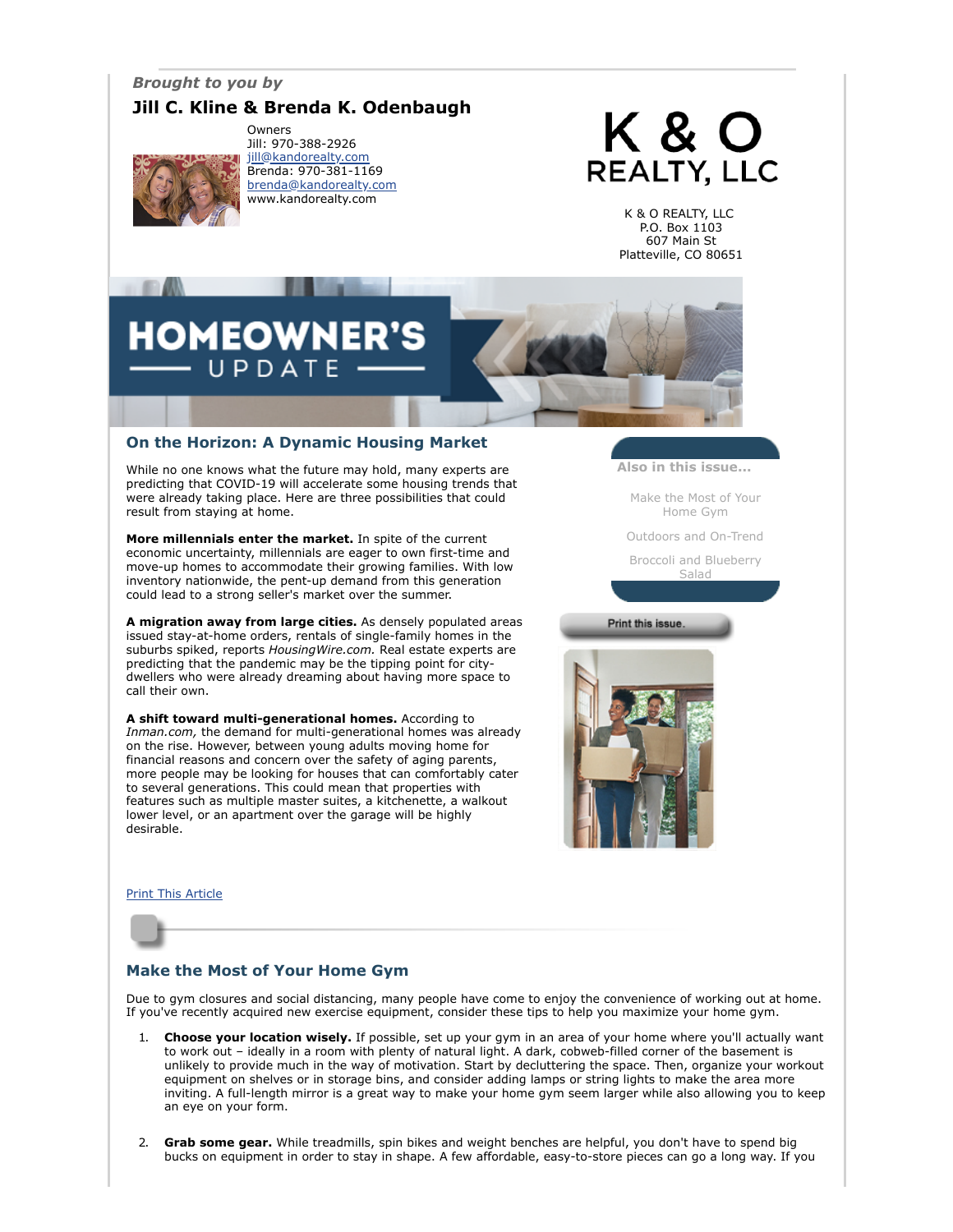*Brought to you by*

**Jill C. Kline & Brenda K. Odenbaugh**

Owners
Jill: 970-388-2926
jill@kandorealty.com
Brenda: 970-381-1169
brenda@kandorealty.com
www.kandorealty.com

K & O REALTY, LLC

K & O REALTY, LLC
P.O. Box 1103
607 Main St
Platteville, CO 80651

# HOMEOWNER'S UPDATE

## On the Horizon: A Dynamic Housing Market

While no one knows what the future may hold, many experts are predicting that COVID-19 will accelerate some housing trends that were already taking place. Here are three possibilities that could result from staying at home.

**More millennials enter the market.** In spite of the current economic uncertainty, millennials are eager to own first-time and move-up homes to accommodate their growing families. With low inventory nationwide, the pent-up demand from this generation could lead to a strong seller's market over the summer.

**A migration away from large cities.** As densely populated areas issued stay-at-home orders, rentals of single-family homes in the suburbs spiked, reports *HousingWire.com.* Real estate experts are predicting that the pandemic may be the tipping point for city-dwellers who were already dreaming about having more space to call their own.

**A shift toward multi-generational homes.** According to *Inman.com,* the demand for multi-generational homes was already on the rise. However, between young adults moving home for financial reasons and concern over the safety of aging parents, more people may be looking for houses that can comfortably cater to several generations. This could mean that properties with features such as multiple master suites, a kitchenette, a walkout lower level, or an apartment over the garage will be highly desirable.

**Also in this issue...**

- Make the Most of Your Home Gym
- Outdoors and On-Trend
- Broccoli and Blueberry Salad

Print this issue.

Print This Article

## Make the Most of Your Home Gym

Due to gym closures and social distancing, many people have come to enjoy the convenience of working out at home. If you've recently acquired new exercise equipment, consider these tips to help you maximize your home gym.

1. **Choose your location wisely.** If possible, set up your gym in an area of your home where you'll actually want to work out – ideally in a room with plenty of natural light. A dark, cobweb-filled corner of the basement is unlikely to provide much in the way of motivation. Start by decluttering the space. Then, organize your workout equipment on shelves or in storage bins, and consider adding lamps or string lights to make the area more inviting. A full-length mirror is a great way to make your home gym seem larger while also allowing you to keep an eye on your form.

2. **Grab some gear.** While treadmills, spin bikes and weight benches are helpful, you don't have to spend big bucks on equipment in order to stay in shape. A few affordable, easy-to-store pieces can go a long way. If you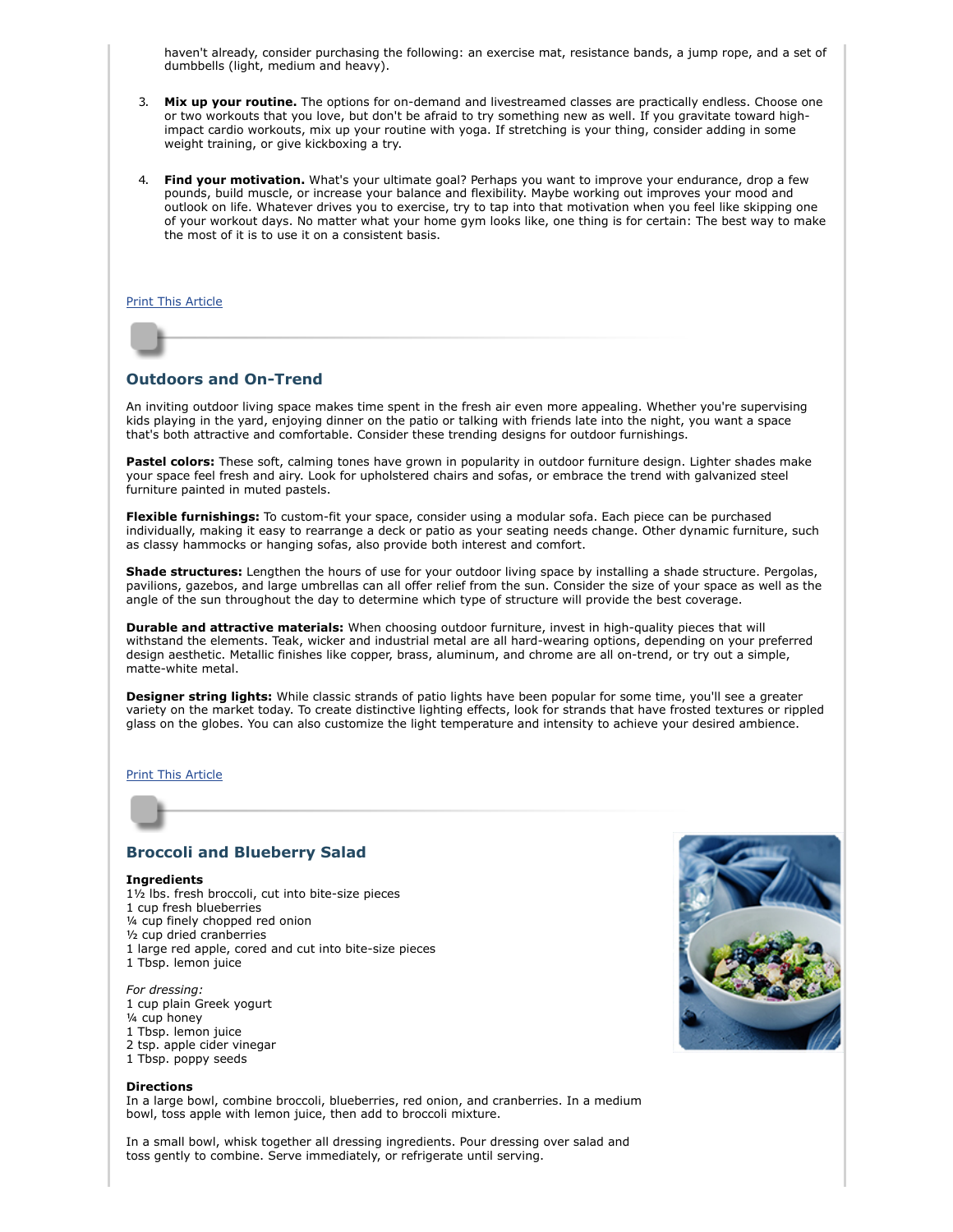haven't already, consider purchasing the following: an exercise mat, resistance bands, a jump rope, and a set of dumbbells (light, medium and heavy).

3. **Mix up your routine.** The options for on-demand and livestreamed classes are practically endless. Choose one or two workouts that you love, but don't be afraid to try something new as well. If you gravitate toward high-impact cardio workouts, mix up your routine with yoga. If stretching is your thing, consider adding in some weight training, or give kickboxing a try.

4. **Find your motivation.** What's your ultimate goal? Perhaps you want to improve your endurance, drop a few pounds, build muscle, or increase your balance and flexibility. Maybe working out improves your mood and outlook on life. Whatever drives you to exercise, try to tap into that motivation when you feel like skipping one of your workout days. No matter what your home gym looks like, one thing is for certain: The best way to make the most of it is to use it on a consistent basis.

Print This Article

## Outdoors and On-Trend

An inviting outdoor living space makes time spent in the fresh air even more appealing. Whether you're supervising kids playing in the yard, enjoying dinner on the patio or talking with friends late into the night, you want a space that's both attractive and comfortable. Consider these trending designs for outdoor furnishings.

**Pastel colors:** These soft, calming tones have grown in popularity in outdoor furniture design. Lighter shades make your space feel fresh and airy. Look for upholstered chairs and sofas, or embrace the trend with galvanized steel furniture painted in muted pastels.

**Flexible furnishings:** To custom-fit your space, consider using a modular sofa. Each piece can be purchased individually, making it easy to rearrange a deck or patio as your seating needs change. Other dynamic furniture, such as classy hammocks or hanging sofas, also provide both interest and comfort.

**Shade structures:** Lengthen the hours of use for your outdoor living space by installing a shade structure. Pergolas, pavilions, gazebos, and large umbrellas can all offer relief from the sun. Consider the size of your space as well as the angle of the sun throughout the day to determine which type of structure will provide the best coverage.

**Durable and attractive materials:** When choosing outdoor furniture, invest in high-quality pieces that will withstand the elements. Teak, wicker and industrial metal are all hard-wearing options, depending on your preferred design aesthetic. Metallic finishes like copper, brass, aluminum, and chrome are all on-trend, or try out a simple, matte-white metal.

**Designer string lights:** While classic strands of patio lights have been popular for some time, you'll see a greater variety on the market today. To create distinctive lighting effects, look for strands that have frosted textures or rippled glass on the globes. You can also customize the light temperature and intensity to achieve your desired ambience.

Print This Article

## Broccoli and Blueberry Salad

**Ingredients**
1½ lbs. fresh broccoli, cut into bite-size pieces
1 cup fresh blueberries
¼ cup finely chopped red onion
½ cup dried cranberries
1 large red apple, cored and cut into bite-size pieces
1 Tbsp. lemon juice

*For dressing:*
1 cup plain Greek yogurt
¼ cup honey
1 Tbsp. lemon juice
2 tsp. apple cider vinegar
1 Tbsp. poppy seeds

**Directions**
In a large bowl, combine broccoli, blueberries, red onion, and cranberries. In a medium bowl, toss apple with lemon juice, then add to broccoli mixture.

In a small bowl, whisk together all dressing ingredients. Pour dressing over salad and toss gently to combine. Serve immediately, or refrigerate until serving.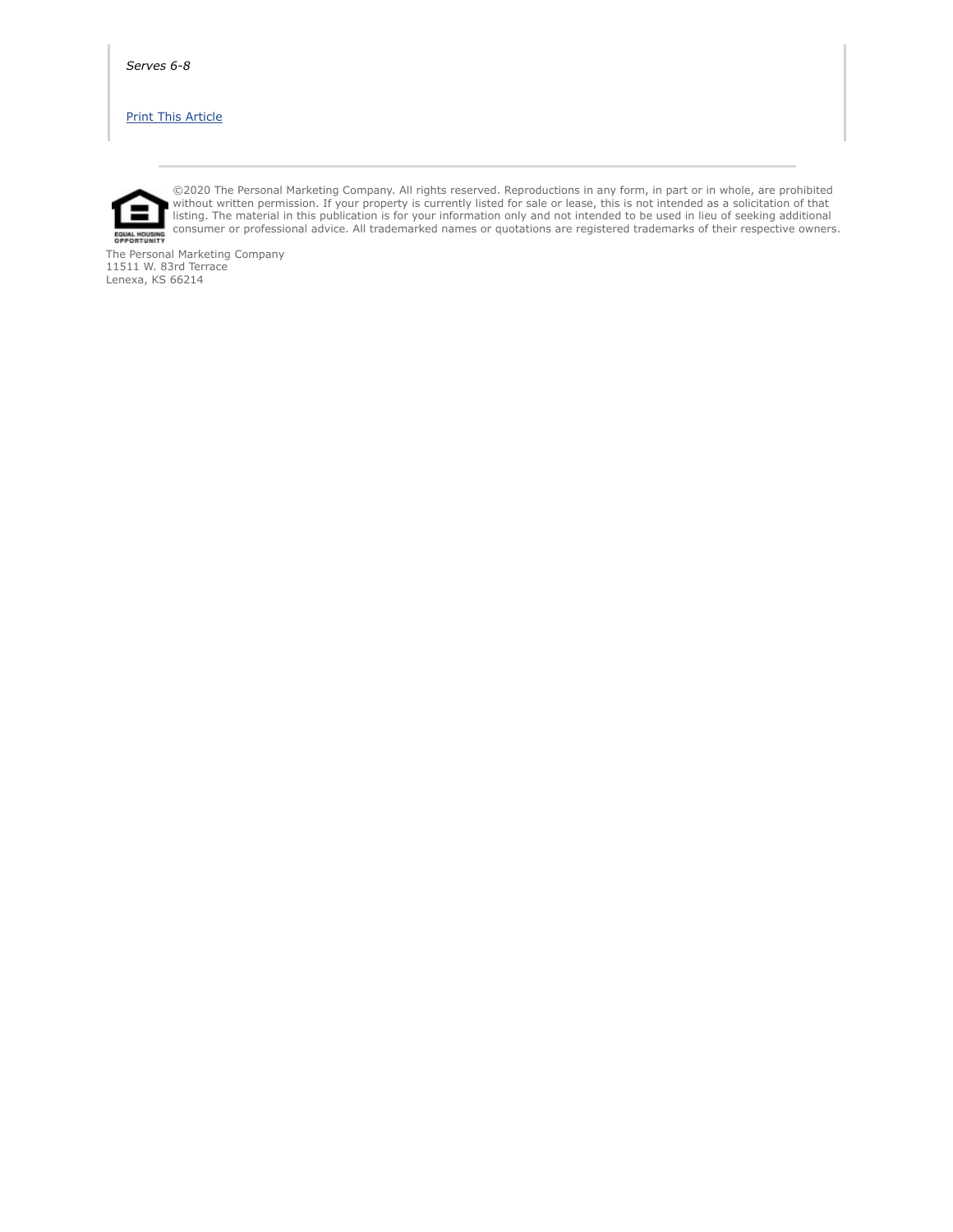*Serves 6-8*

Print This Article

---

©2020 The Personal Marketing Company. All rights reserved. Reproductions in any form, in part or in whole, are prohibited without written permission. If your property is currently listed for sale or lease, this is not intended as a solicitation of that listing. The material in this publication is for your information only and not intended to be used in lieu of seeking additional consumer or professional advice. All trademarked names or quotations are registered trademarks of their respective owners.

The Personal Marketing Company
11511 W. 83rd Terrace
Lenexa, KS 66214